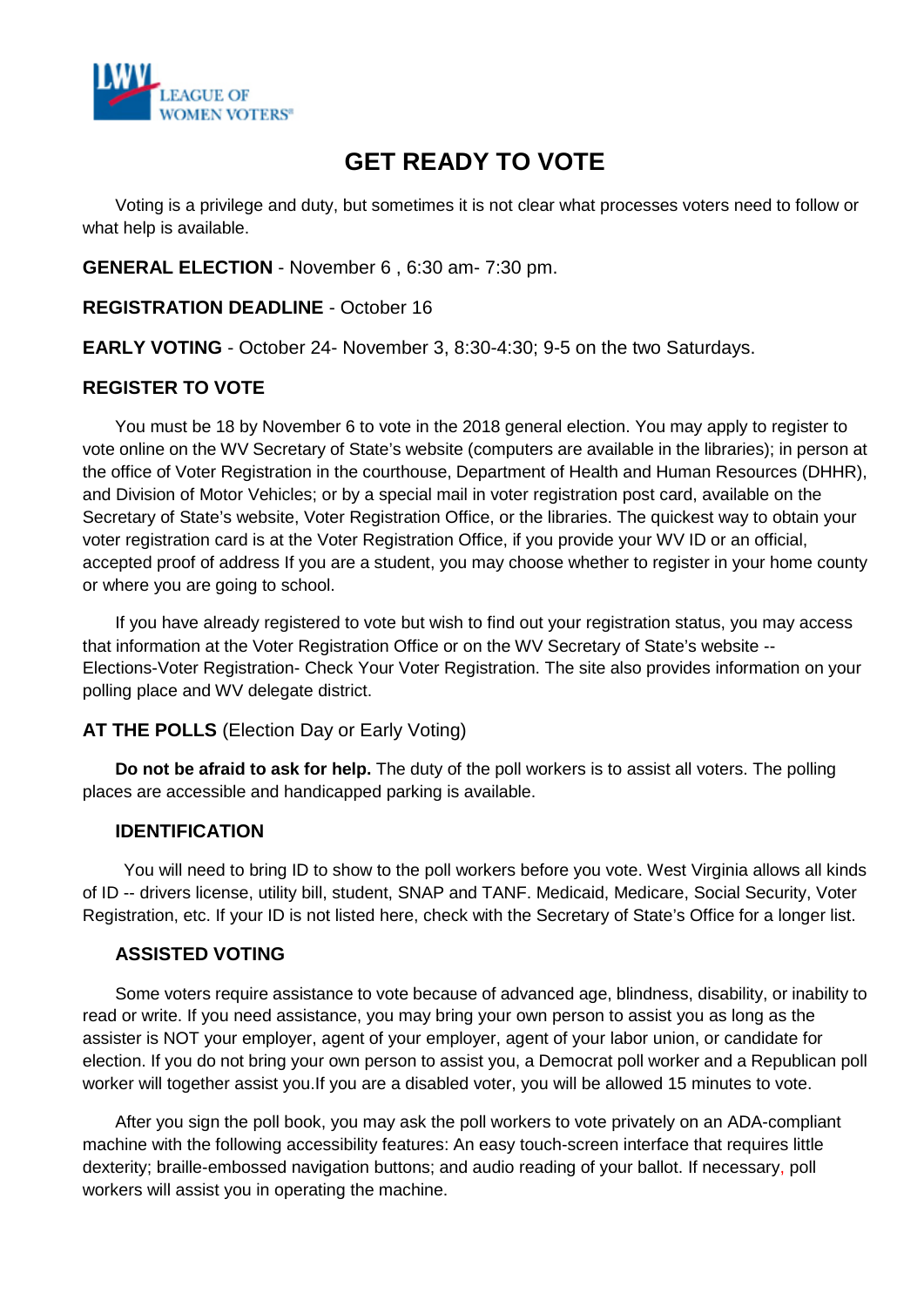LEAGUE OF WOMEN VOTERS®

# GET READY TO VOTE

Voting is a privilege and duty, but sometimes it is not clear what processes voters need to follow or what help is available.

**GENERAL ELECTION** - November 6 , 6:30 am- 7:30 pm.

**REGISTRATION DEADLINE** - October 16

**EARLY VOTING** - October 24- November 3, 8:30-4:30; 9-5 on the two Saturdays.

## REGISTER TO VOTE

You must be 18 by November 6 to vote in the 2018 general election. You may apply to register to vote online on the WV Secretary of State's website (computers are available in the libraries); in person at the office of Voter Registration in the courthouse, Department of Health and Human Resources (DHHR), and Division of Motor Vehicles; or by a special mail in voter registration post card, available on the Secretary of State's website, Voter Registration Office, or the libraries. The quickest way to obtain your voter registration card is at the Voter Registration Office, if you provide your WV ID or an official, accepted proof of address If you are a student, you may choose whether to register in your home county or where you are going to school.

If you have already registered to vote but wish to find out your registration status, you may access that information at the Voter Registration Office or on the WV Secretary of State's website -- Elections-Voter Registration- Check Your Voter Registration. The site also provides information on your polling place and WV delegate district.

## AT THE POLLS (Election Day or Early Voting)

**Do not be afraid to ask for help.** The duty of the poll workers is to assist all voters. The polling places are accessible and handicapped parking is available.

### IDENTIFICATION

You will need to bring ID to show to the poll workers before you vote. West Virginia allows all kinds of ID -- drivers license, utility bill, student, SNAP and TANF. Medicaid, Medicare, Social Security, Voter Registration, etc. If your ID is not listed here, check with the Secretary of State's Office for a longer list.

### ASSISTED VOTING

Some voters require assistance to vote because of advanced age, blindness, disability, or inability to read or write. If you need assistance, you may bring your own person to assist you as long as the assister is NOT your employer, agent of your employer, agent of your labor union, or candidate for election. If you do not bring your own person to assist you, a Democrat poll worker and a Republican poll worker will together assist you.If you are a disabled voter, you will be allowed 15 minutes to vote.

After you sign the poll book, you may ask the poll workers to vote privately on an ADA-compliant machine with the following accessibility features: An easy touch-screen interface that requires little dexterity; braille-embossed navigation buttons; and audio reading of your ballot. If necessary, poll workers will assist you in operating the machine.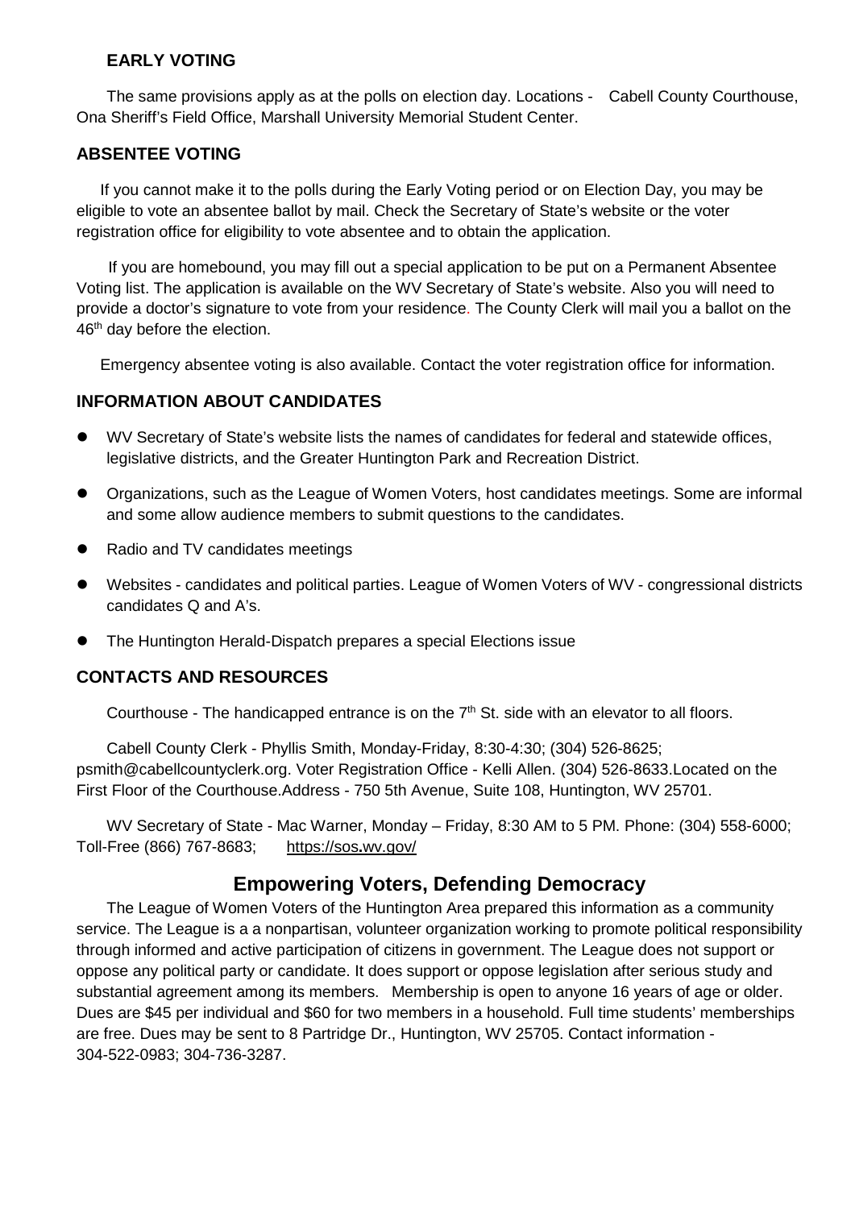## EARLY VOTING

The same provisions apply as at the polls on election day. Locations - Cabell County Courthouse, Ona Sheriff's Field Office, Marshall University Memorial Student Center.

## ABSENTEE VOTING

If you cannot make it to the polls during the Early Voting period or on Election Day, you may be eligible to vote an absentee ballot by mail. Check the Secretary of State's website or the voter registration office for eligibility to vote absentee and to obtain the application.

If you are homebound, you may fill out a special application to be put on a Permanent Absentee Voting list. The application is available on the WV Secretary of State's website. Also you will need to provide a doctor's signature to vote from your residence. The County Clerk will mail you a ballot on the 46th day before the election.

Emergency absentee voting is also available. Contact the voter registration office for information.

## INFORMATION ABOUT CANDIDATES

- WV Secretary of State's website lists the names of candidates for federal and statewide offices, legislative districts, and the Greater Huntington Park and Recreation District.
- Organizations, such as the League of Women Voters, host candidates meetings. Some are informal and some allow audience members to submit questions to the candidates.
- Radio and TV candidates meetings
- Websites - candidates and political parties. League of Women Voters of WV - congressional districts candidates Q and A's.
- The Huntington Herald-Dispatch prepares a special Elections issue

## CONTACTS AND RESOURCES

Courthouse - The handicapped entrance is on the 7th St. side with an elevator to all floors.

Cabell County Clerk - Phyllis Smith, Monday-Friday, 8:30-4:30; (304) 526-8625; psmith@cabellcountyclerk.org. Voter Registration Office - Kelli Allen. (304) 526-8633.Located on the First Floor of the Courthouse.Address - 750 5th Avenue, Suite 108, Huntington, WV 25701.

WV Secretary of State - Mac Warner, Monday – Friday, 8:30 AM to 5 PM. Phone: (304) 558-6000; Toll-Free (866) 767-8683; https://sos.wv.gov/

## Empowering Voters, Defending Democracy

The League of Women Voters of the Huntington Area prepared this information as a community service. The League is a a nonpartisan, volunteer organization working to promote political responsibility through informed and active participation of citizens in government. The League does not support or oppose any political party or candidate. It does support or oppose legislation after serious study and substantial agreement among its members. Membership is open to anyone 16 years of age or older. Dues are $45 per individual and $60 for two members in a household. Full time students' memberships are free. Dues may be sent to 8 Partridge Dr., Huntington, WV 25705. Contact information - 304-522-0983; 304-736-3287.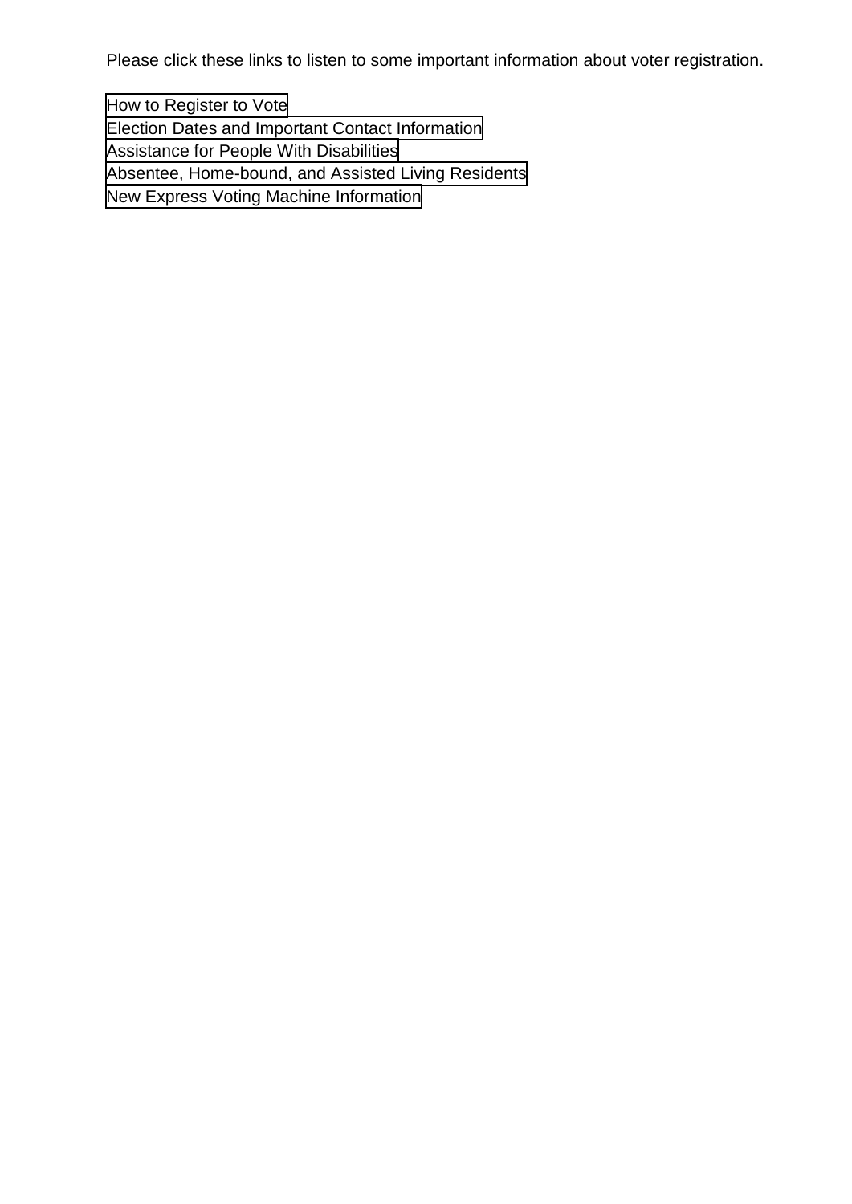Please click these links to listen to some important information about voter registration.

How to Register to Vote
Election Dates and Important Contact Information
Assistance for People With Disabilities
Absentee, Home-bound, and Assisted Living Residents
New Express Voting Machine Information